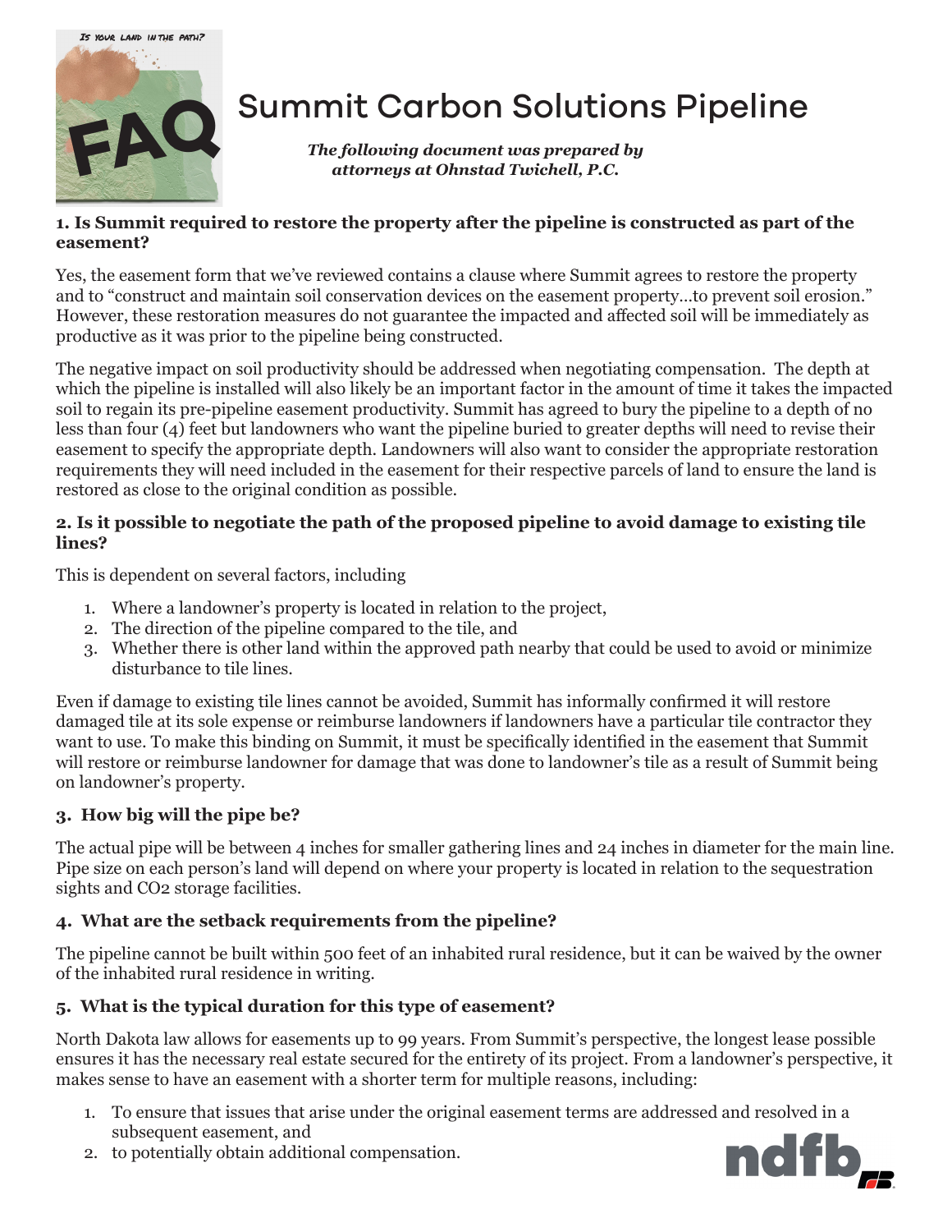# Summit Carbon Solutions Pipeline

*The following document was prepared by attorneys at Ohnstad Twichell, P.C.*

### 1. Is Summit required to restore the property after the pipeline is constructed as part of the easement?

Yes, the easement form that we've reviewed contains a clause where Summit agrees to restore the property and to "construct and maintain soil conservation devices on the easement property…to prevent soil erosion." However, these restoration measures do not guarantee the impacted and affected soil will be immediately as productive as it was prior to the pipeline being constructed.

The negative impact on soil productivity should be addressed when negotiating compensation. The depth at which the pipeline is installed will also likely be an important factor in the amount of time it takes the impacted soil to regain its pre-pipeline easement productivity. Summit has agreed to bury the pipeline to a depth of no less than four (4) feet but landowners who want the pipeline buried to greater depths will need to revise their easement to specify the appropriate depth. Landowners will also want to consider the appropriate restoration requirements they will need included in the easement for their respective parcels of land to ensure the land is restored as close to the original condition as possible.

### 2. Is it possible to negotiate the path of the proposed pipeline to avoid damage to existing tile lines?

This is dependent on several factors, including

1. Where a landowner's property is located in relation to the project,
2. The direction of the pipeline compared to the tile, and
3. Whether there is other land within the approved path nearby that could be used to avoid or minimize disturbance to tile lines.

Even if damage to existing tile lines cannot be avoided, Summit has informally confirmed it will restore damaged tile at its sole expense or reimburse landowners if landowners have a particular tile contractor they want to use. To make this binding on Summit, it must be specifically identified in the easement that Summit will restore or reimburse landowner for damage that was done to landowner's tile as a result of Summit being on landowner's property.

### 3. How big will the pipe be?

The actual pipe will be between 4 inches for smaller gathering lines and 24 inches in diameter for the main line. Pipe size on each person's land will depend on where your property is located in relation to the sequestration sights and $CO_2$ storage facilities.

### 4. What are the setback requirements from the pipeline?

The pipeline cannot be built within 500 feet of an inhabited rural residence, but it can be waived by the owner of the inhabited rural residence in writing.

### 5. What is the typical duration for this type of easement?

North Dakota law allows for easements up to 99 years. From Summit's perspective, the longest lease possible ensures it has the necessary real estate secured for the entirety of its project. From a landowner's perspective, it makes sense to have an easement with a shorter term for multiple reasons, including:

1. To ensure that issues that arise under the original easement terms are addressed and resolved in a subsequent easement, and
2. to potentially obtain additional compensation.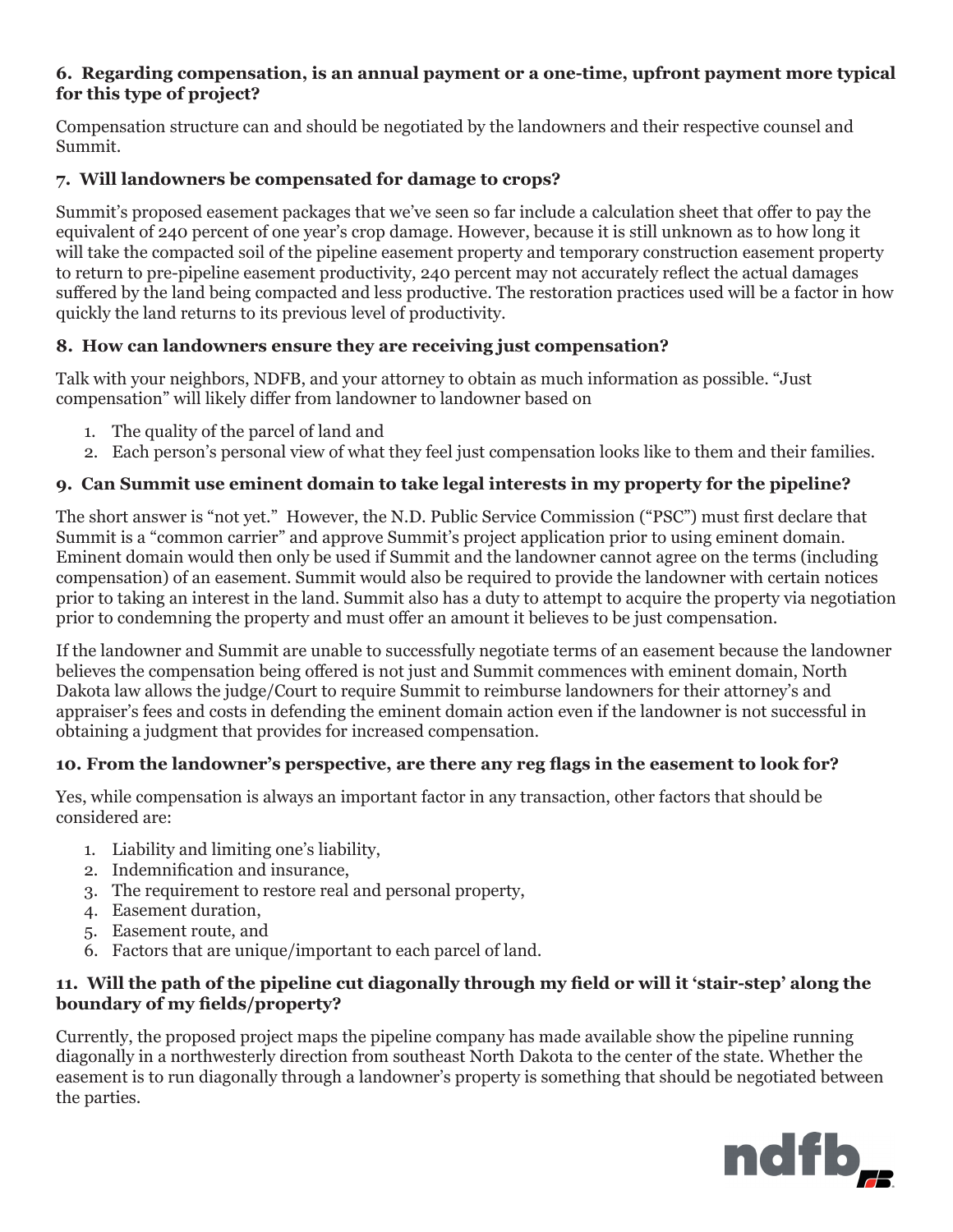### 6. Regarding compensation, is an annual payment or a one-time, upfront payment more typical for this type of project?

Compensation structure can and should be negotiated by the landowners and their respective counsel and Summit.

### 7. Will landowners be compensated for damage to crops?

Summit's proposed easement packages that we've seen so far include a calculation sheet that offer to pay the equivalent of 240 percent of one year's crop damage. However, because it is still unknown as to how long it will take the compacted soil of the pipeline easement property and temporary construction easement property to return to pre-pipeline easement productivity, 240 percent may not accurately reflect the actual damages suffered by the land being compacted and less productive. The restoration practices used will be a factor in how quickly the land returns to its previous level of productivity.

### 8. How can landowners ensure they are receiving just compensation?

Talk with your neighbors, NDFB, and your attorney to obtain as much information as possible. "Just compensation" will likely differ from landowner to landowner based on

1. The quality of the parcel of land and
2. Each person's personal view of what they feel just compensation looks like to them and their families.

### 9. Can Summit use eminent domain to take legal interests in my property for the pipeline?

The short answer is "not yet." However, the N.D. Public Service Commission ("PSC") must first declare that Summit is a "common carrier" and approve Summit's project application prior to using eminent domain. Eminent domain would then only be used if Summit and the landowner cannot agree on the terms (including compensation) of an easement. Summit would also be required to provide the landowner with certain notices prior to taking an interest in the land. Summit also has a duty to attempt to acquire the property via negotiation prior to condemning the property and must offer an amount it believes to be just compensation.

If the landowner and Summit are unable to successfully negotiate terms of an easement because the landowner believes the compensation being offered is not just and Summit commences with eminent domain, North Dakota law allows the judge/Court to require Summit to reimburse landowners for their attorney's and appraiser's fees and costs in defending the eminent domain action even if the landowner is not successful in obtaining a judgment that provides for increased compensation.

### 10. From the landowner's perspective, are there any reg flags in the easement to look for?

Yes, while compensation is always an important factor in any transaction, other factors that should be considered are:

1. Liability and limiting one's liability,
2. Indemnification and insurance,
3. The requirement to restore real and personal property,
4. Easement duration,
5. Easement route, and
6. Factors that are unique/important to each parcel of land.

### 11. Will the path of the pipeline cut diagonally through my field or will it 'stair-step' along the boundary of my fields/property?

Currently, the proposed project maps the pipeline company has made available show the pipeline running diagonally in a northwesterly direction from southeast North Dakota to the center of the state. Whether the easement is to run diagonally through a landowner's property is something that should be negotiated between the parties.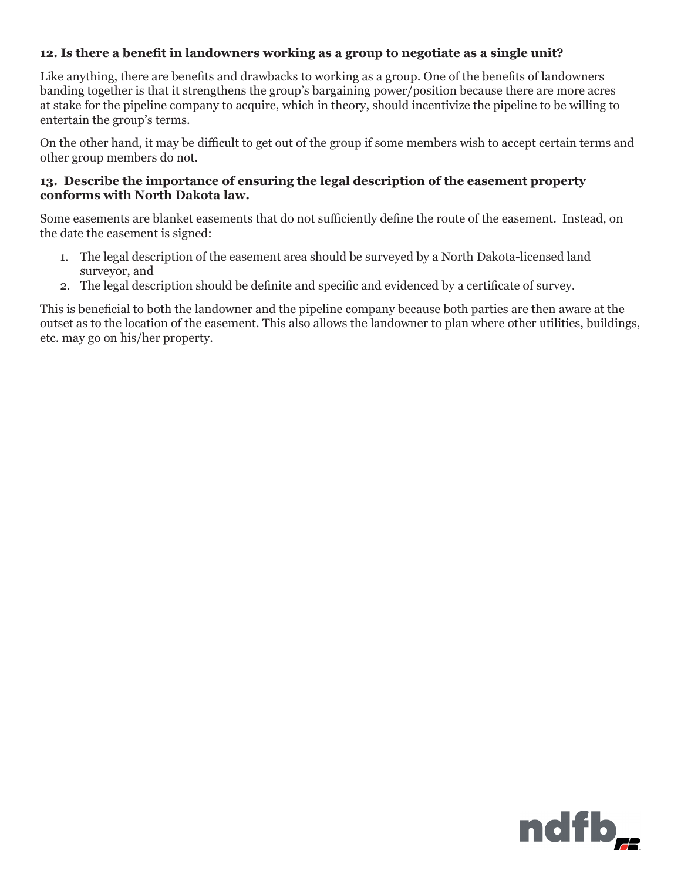**12. Is there a benefit in landowners working as a group to negotiate as a single unit?**

Like anything, there are benefits and drawbacks to working as a group. One of the benefits of landowners banding together is that it strengthens the group's bargaining power/position because there are more acres at stake for the pipeline company to acquire, which in theory, should incentivize the pipeline to be willing to entertain the group's terms.

On the other hand, it may be difficult to get out of the group if some members wish to accept certain terms and other group members do not.

**13. Describe the importance of ensuring the legal description of the easement property conforms with North Dakota law.**

Some easements are blanket easements that do not sufficiently define the route of the easement. Instead, on the date the easement is signed:

1. The legal description of the easement area should be surveyed by a North Dakota-licensed land surveyor, and
2. The legal description should be definite and specific and evidenced by a certificate of survey.

This is beneficial to both the landowner and the pipeline company because both parties are then aware at the outset as to the location of the easement. This also allows the landowner to plan where other utilities, buildings, etc. may go on his/her property.